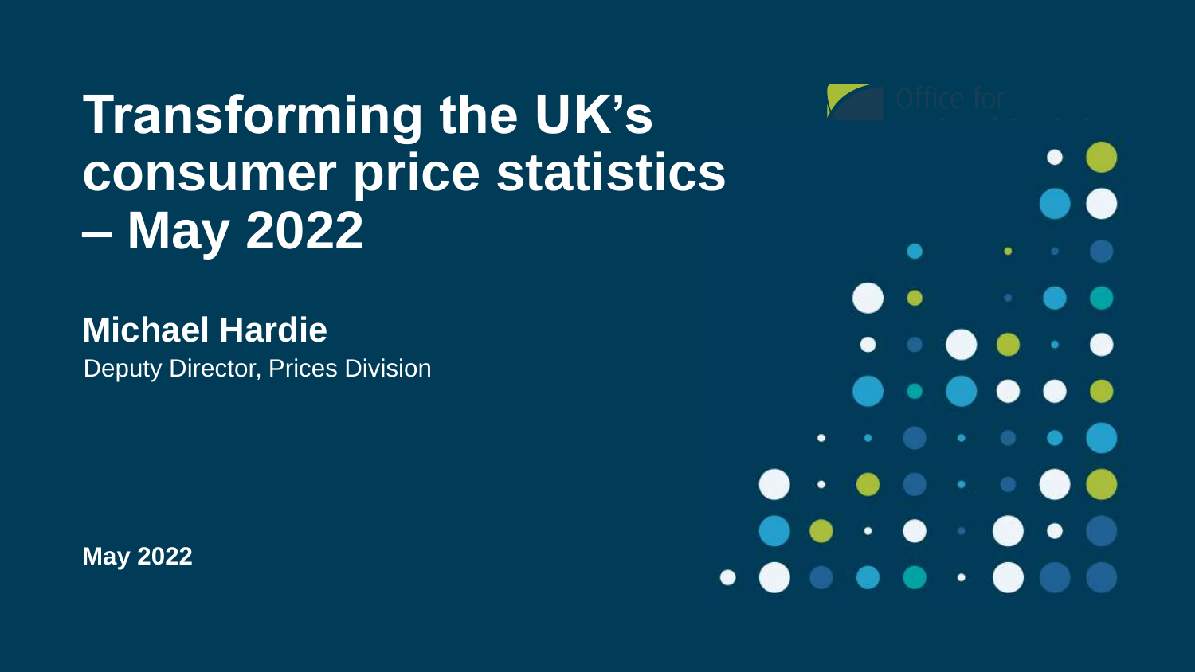# Transforming the UK's consumer price statistics – May 2022

**Michael Hardie**

Deputy Director, Prices Division

**May 2022**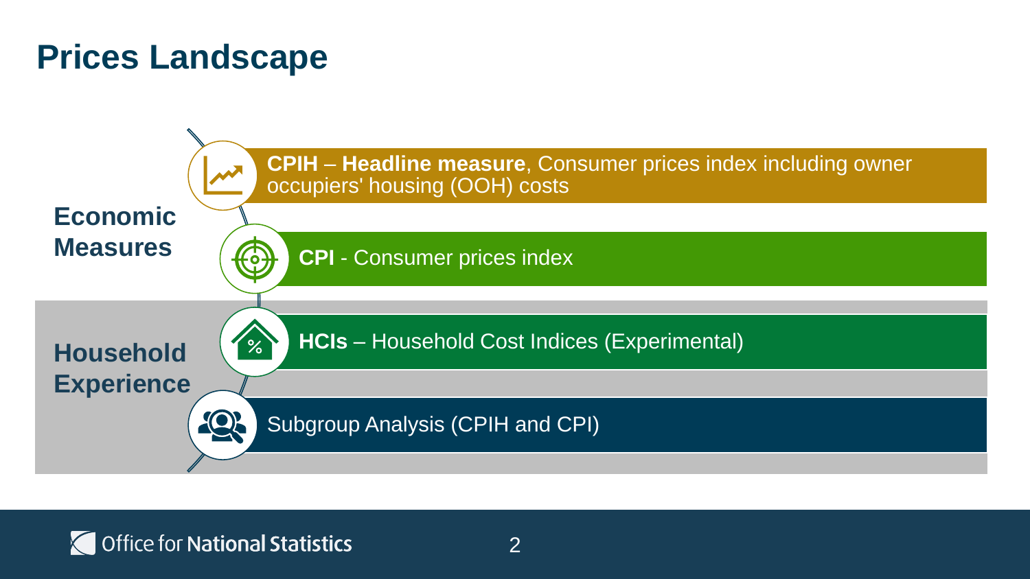# Prices Landscape

## Economic Measures

- **CPIH** – **Headline measure**, Consumer prices index including owner occupiers' housing (OOH) costs
- **CPI** - Consumer prices index

## Household Experience

- **HCIs** – Household Cost Indices (Experimental)
- Subgroup Analysis (CPIH and CPI)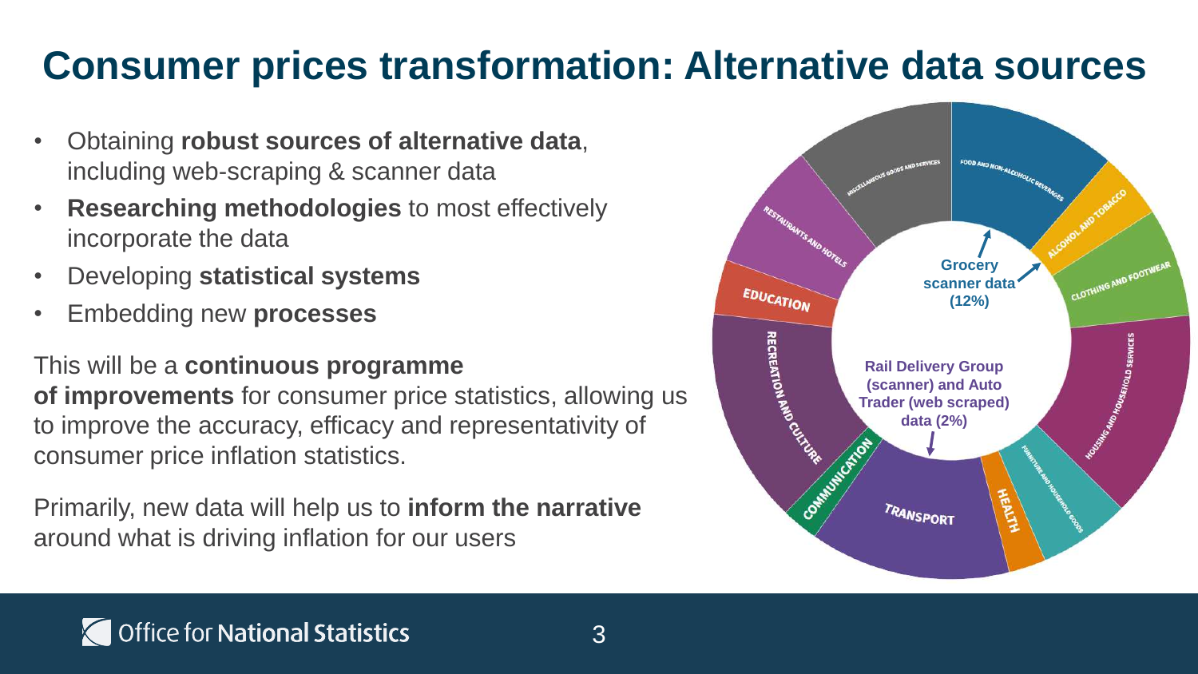# Consumer prices transformation: Alternative data sources

- Obtaining **robust sources of alternative data**, including web-scraping & scanner data
- **Researching methodologies** to most effectively incorporate the data
- Developing **statistical systems**
- Embedding new **processes**

This will be a **continuous programme of improvements** for consumer price statistics, allowing us to improve the accuracy, efficacy and representativity of consumer price inflation statistics.

Primarily, new data will help us to **inform the narrative** around what is driving inflation for our users

FOOD AND NON-ALCOHOLIC BEVERAGES
ALCOHOL AND TOBACCO
CLOTHING AND FOOTWEAR
HOUSING AND HOUSEHOLD SERVICES
FURNITURE AND HOUSEHOLD GOODS
HEALTH
TRANSPORT
COMMUNICATION
RECREATION AND CULTURE
EDUCATION
RESTAURANTS AND HOTELS
MISCELLANEOUS GOODS AND SERVICES

**Grocery scanner data (12%)**

**Rail Delivery Group (scanner) and Auto Trader (web scraped) data (2%)**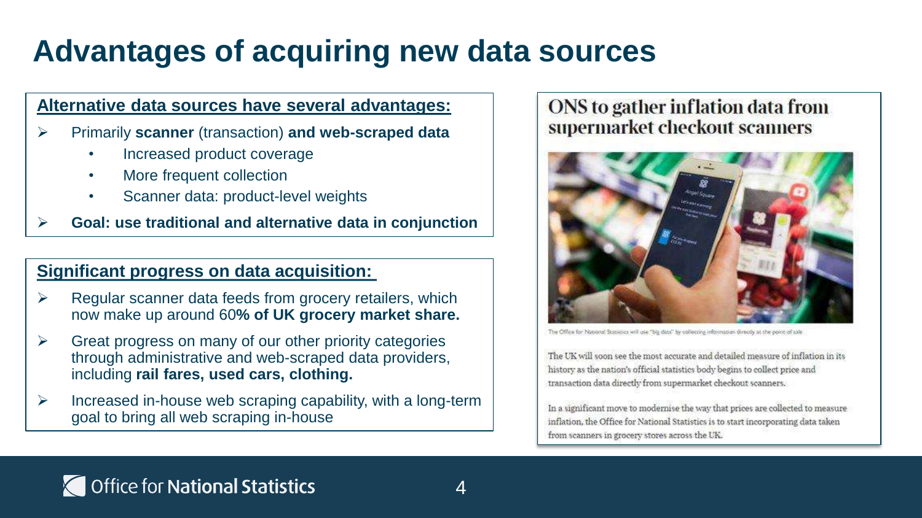# Advantages of acquiring new data sources

**Alternative data sources have several advantages:**

- Primarily **scanner** (transaction) **and web-scraped data**
  - Increased product coverage
  - More frequent collection
  - Scanner data: product-level weights
- **Goal: use traditional and alternative data in conjunction**

**Significant progress on data acquisition:**

- Regular scanner data feeds from grocery retailers, which now make up around 60**% of UK grocery market share.**
- Great progress on many of our other priority categories through administrative and web-scraped data providers, including **rail fares, used cars, clothing.**
- Increased in-house web scraping capability, with a long-term goal to bring all web scraping in-house

## ONS to gather inflation data from supermarket checkout scanners

The Office for National Statistics will use "big data" by collecting information directly at the point of sale

The UK will soon see the most accurate and detailed measure of inflation in its history as the nation's official statistics body begins to collect price and transaction data directly from supermarket checkout scanners.

In a significant move to modernise the way that prices are collected to measure inflation, the Office for National Statistics is to start incorporating data taken from scanners in grocery stores across the UK.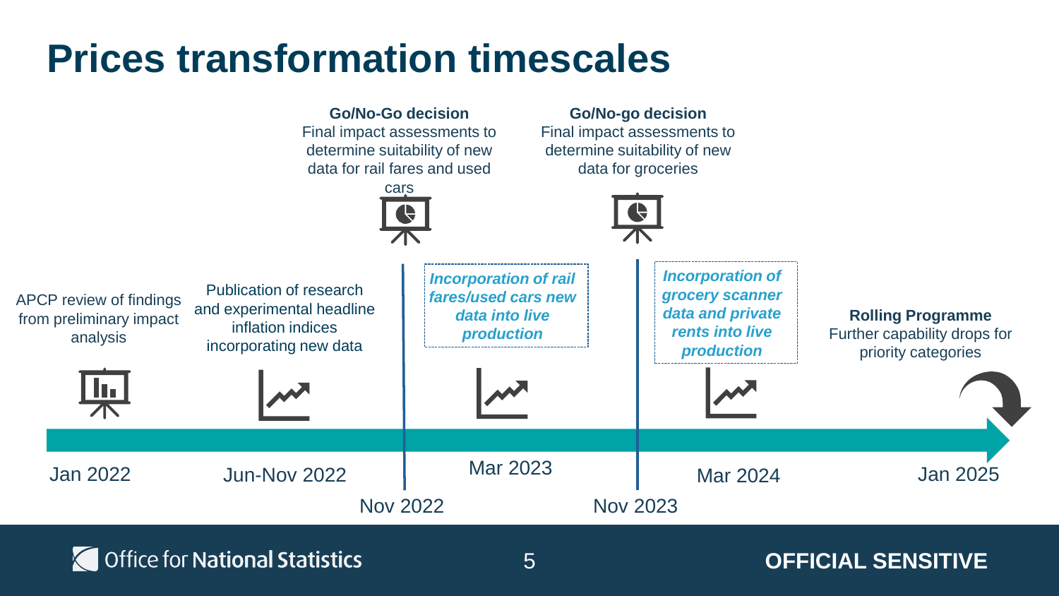# Prices transformation timescales

**Jan 2022**

APCP review of findings from preliminary impact analysis

**Jun-Nov 2022**

Publication of research and experimental headline inflation indices incorporating new data

**Nov 2022**

**Go/No-Go decision**
Final impact assessments to determine suitability of new data for rail fares and used cars

**Mar 2023**

*Incorporation of rail fares/used cars new data into live production*

**Nov 2023**

**Go/No-go decision**
Final impact assessments to determine suitability of new data for groceries

**Mar 2024**

*Incorporation of grocery scanner data and private rents into live production*

**Jan 2025**

**Rolling Programme**
Further capability drops for priority categories

OFFICIAL SENSITIVE